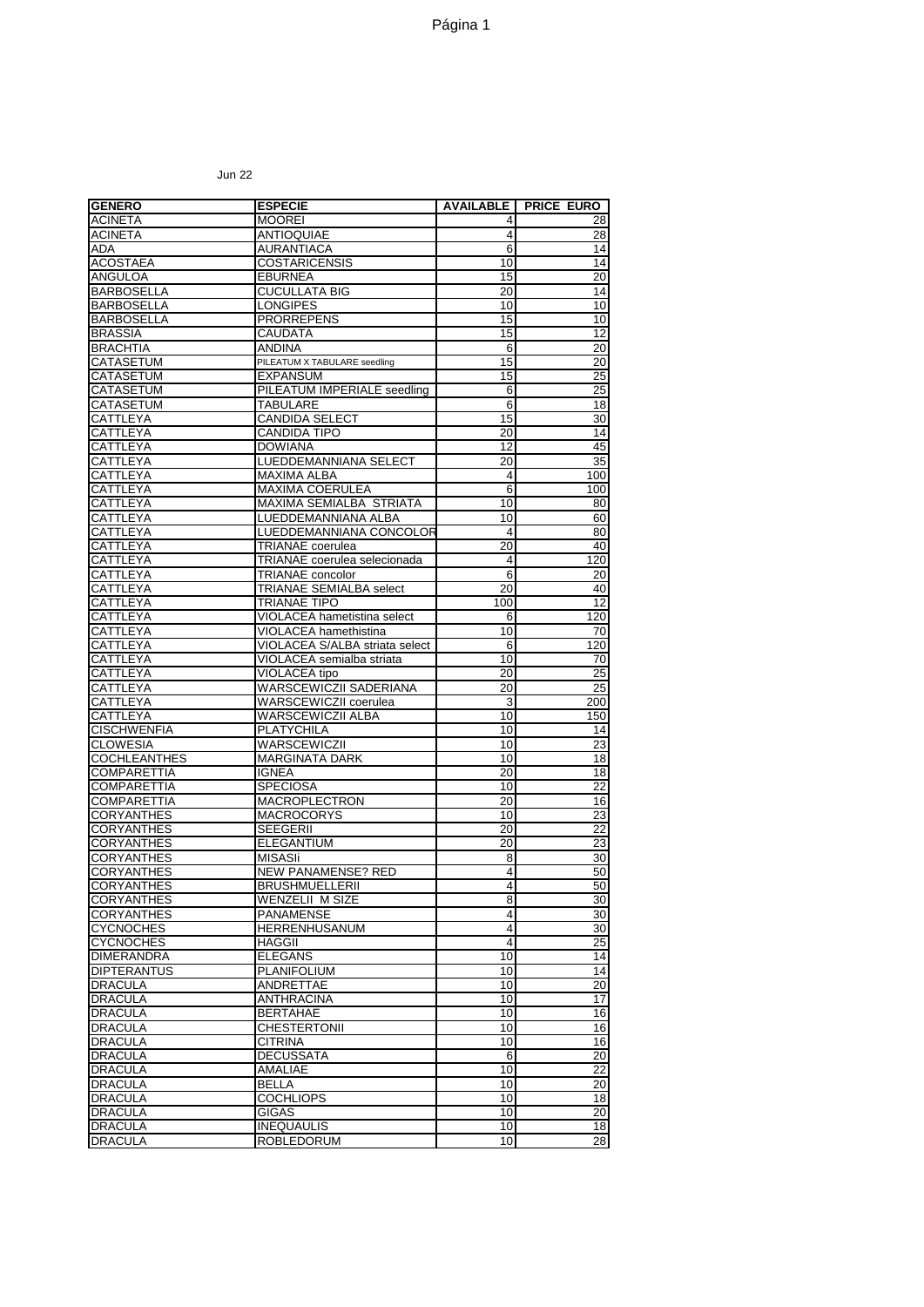Jun 22

| GENERO | ESPECIE | AVAILABLE | PRICE EURO |
|---|---|---|---|
| ACINETA | MOOREI | 4 | 28 |
| ACINETA | ANTIOQUIAE | 4 | 28 |
| ADA | AURANTIACA | 6 | 14 |
| ACOSTAEA | COSTARICENSIS | 10 | 14 |
| ANGULOA | EBURNEA | 15 | 20 |
| BARBOSELLA | CUCULLATA BIG | 20 | 14 |
| BARBOSELLA | LONGIPES | 10 | 10 |
| BARBOSELLA | PRORREPENS | 15 | 10 |
| BRASSIA | CAUDATA | 15 | 12 |
| BRACHTIA | ANDINA | 6 | 20 |
| CATASETUM | PILEATUM X TABULARE seedling | 15 | 20 |
| CATASETUM | EXPANSUM | 15 | 25 |
| CATASETUM | PILEATUM IMPERIALE seedling | 6 | 25 |
| CATASETUM | TABULARE | 6 | 18 |
| CATTLEYA | CANDIDA SELECT | 15 | 30 |
| CATTLEYA | CANDIDA TIPO | 20 | 14 |
| CATTLEYA | DOWIANA | 12 | 45 |
| CATTLEYA | LUEDDEMANNIANA SELECT | 20 | 35 |
| CATTLEYA | MAXIMA ALBA | 4 | 100 |
| CATTLEYA | MAXIMA COERULEA | 6 | 100 |
| CATTLEYA | MAXIMA SEMIALBA STRIATA | 10 | 80 |
| CATTLEYA | LUEDDEMANNIANA ALBA | 10 | 60 |
| CATTLEYA | LUEDDEMANNIANA CONCOLOR | 4 | 80 |
| CATTLEYA | TRIANAE coerulea | 20 | 40 |
| CATTLEYA | TRIANAE coerulea selecionada | 4 | 120 |
| CATTLEYA | TRIANAE concolor | 6 | 20 |
| CATTLEYA | TRIANAE SEMIALBA select | 20 | 40 |
| CATTLEYA | TRIANAE TIPO | 100 | 12 |
| CATTLEYA | VIOLACEA hametistina select | 6 | 120 |
| CATTLEYA | VIOLACEA hamethistina | 10 | 70 |
| CATTLEYA | VIOLACEA S/ALBA striata select | 6 | 120 |
| CATTLEYA | VIOLACEA semialba striata | 10 | 70 |
| CATTLEYA | VIOLACEA tipo | 20 | 25 |
| CATTLEYA | WARSCEWICZII SADERIANA | 20 | 25 |
| CATTLEYA | WARSCEWICZII coerulea | 3 | 200 |
| CATTLEYA | WARSCEWICZII ALBA | 10 | 150 |
| CISCHWENFIA | PLATYCHILA | 10 | 14 |
| CLOWESIA | WARSCEWICZII | 10 | 23 |
| COCHLEANTHES | MARGINATA DARK | 10 | 18 |
| COMPARETTIA | IGNEA | 20 | 18 |
| COMPARETTIA | SPECIOSA | 10 | 22 |
| COMPARETTIA | MACROPLECTRON | 20 | 16 |
| CORYANTHES | MACROCORYS | 10 | 23 |
| CORYANTHES | SEEGERII | 20 | 22 |
| CORYANTHES | ELEGANTIUM | 20 | 23 |
| CORYANTHES | MISASIi | 8 | 30 |
| CORYANTHES | NEW PANAMENSE? RED | 4 | 50 |
| CORYANTHES | BRUSHMUELLERII | 4 | 50 |
| CORYANTHES | WENZELII M SIZE | 8 | 30 |
| CORYANTHES | PANAMENSE | 4 | 30 |
| CYCNOCHES | HERRENHUSANUM | 4 | 30 |
| CYCNOCHES | HAGGII | 4 | 25 |
| DIMERANDRA | ELEGANS | 10 | 14 |
| DIPTERANTUS | PLANIFOLIUM | 10 | 14 |
| DRACULA | ANDRETTAE | 10 | 20 |
| DRACULA | ANTHRACINA | 10 | 17 |
| DRACULA | BERTAHAE | 10 | 16 |
| DRACULA | CHESTERTONII | 10 | 16 |
| DRACULA | CITRINA | 10 | 16 |
| DRACULA | DECUSSATA | 6 | 20 |
| DRACULA | AMALIAE | 10 | 22 |
| DRACULA | BELLA | 10 | 20 |
| DRACULA | COCHLIOPS | 10 | 18 |
| DRACULA | GIGAS | 10 | 20 |
| DRACULA | INEQUAULIS | 10 | 18 |
| DRACULA | ROBLEDORUM | 10 | 28 |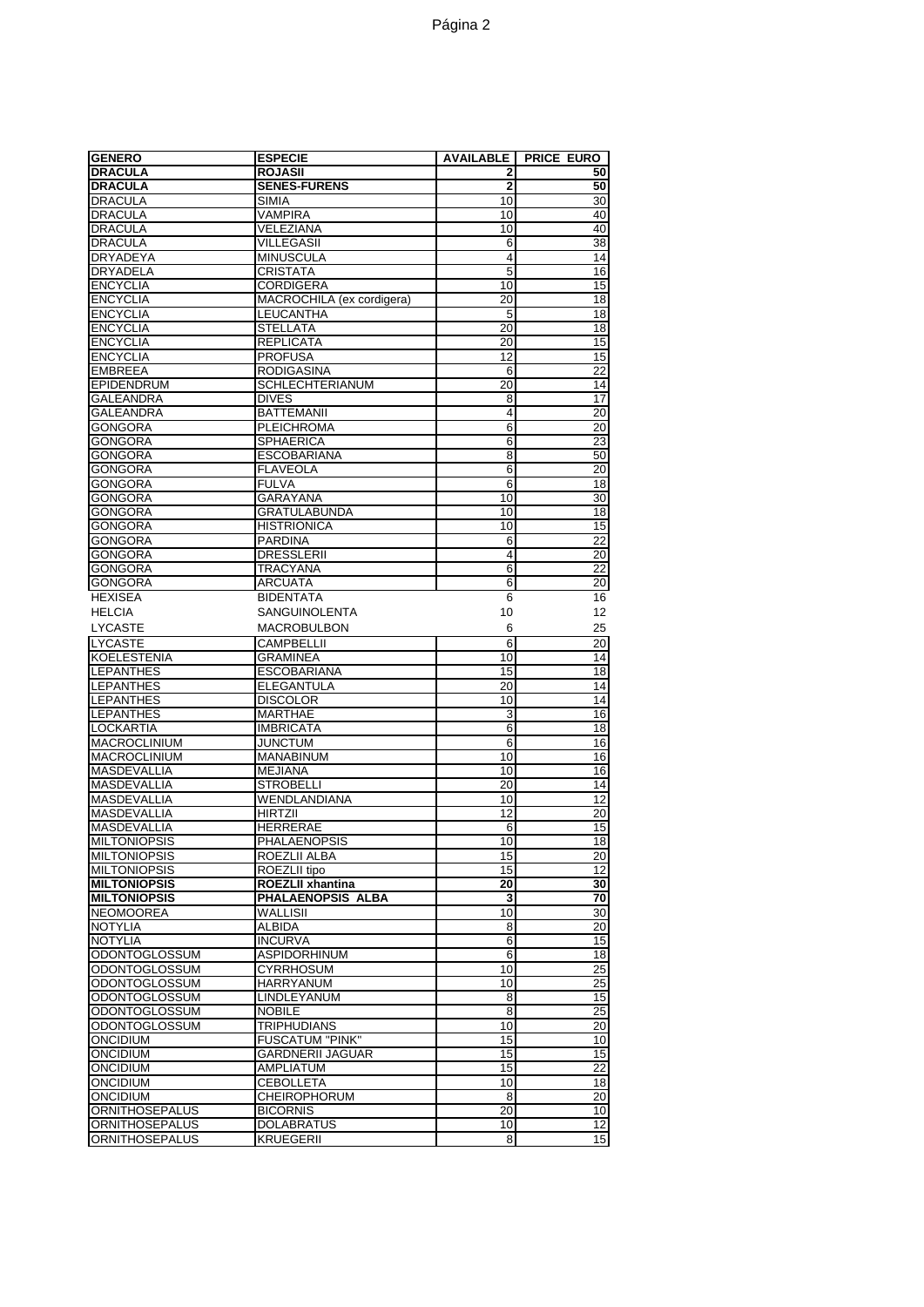| GENERO | ESPECIE | AVAILABLE | PRICE EURO |
|---|---|---|---|
| **DRACULA** | **ROJASII** | **2** | **50** |
| **DRACULA** | **SENES-FURENS** | **2** | **50** |
| DRACULA | SIMIA | 10 | 30 |
| DRACULA | VAMPIRA | 10 | 40 |
| DRACULA | VELEZIANA | 10 | 40 |
| DRACULA | VILLEGASII | 6 | 38 |
| DRYADEYA | MINUSCULA | 4 | 14 |
| DRYADELA | CRISTATA | 5 | 16 |
| ENCYCLIA | CORDIGERA | 10 | 15 |
| ENCYCLIA | MACROCHILA (ex cordigera) | 20 | 18 |
| ENCYCLIA | LEUCANTHA | 5 | 18 |
| ENCYCLIA | STELLATA | 20 | 18 |
| ENCYCLIA | REPLICATA | 20 | 15 |
| ENCYCLIA | PROFUSA | 12 | 15 |
| EMBREEA | RODIGASINA | 6 | 22 |
| EPIDENDRUM | SCHLECHTERIANUM | 20 | 14 |
| GALEANDRA | DIVES | 8 | 17 |
| GALEANDRA | BATTEMANII | 4 | 20 |
| GONGORA | PLEICHROMA | 6 | 20 |
| GONGORA | SPHAERICA | 6 | 23 |
| GONGORA | ESCOBARIANA | 8 | 50 |
| GONGORA | FLAVEOLA | 6 | 20 |
| GONGORA | FULVA | 6 | 18 |
| GONGORA | GARAYANA | 10 | 30 |
| GONGORA | GRATULABUNDA | 10 | 18 |
| GONGORA | HISTRIONICA | 10 | 15 |
| GONGORA | PARDINA | 6 | 22 |
| GONGORA | DRESSLERII | 4 | 20 |
| GONGORA | TRACYANA | 6 | 22 |
| GONGORA | ARCUATA | 6 | 20 |
| HEXISEA | BIDENTATA | 6 | 16 |
| HELCIA | SANGUINOLENTA | 10 | 12 |
| LYCASTE | MACROBULBON | 6 | 25 |
| LYCASTE | CAMPBELLII | 6 | 20 |
| KOELESTENIA | GRAMINEA | 10 | 14 |
| LEPANTHES | ESCOBARIANA | 15 | 18 |
| LEPANTHES | ELEGANTULA | 20 | 14 |
| LEPANTHES | DISCOLOR | 10 | 14 |
| LEPANTHES | MARTHAE | 3 | 16 |
| LOCKARTIA | IMBRICATA | 6 | 18 |
| MACROCLINIUM | JUNCTUM | 6 | 16 |
| MACROCLINIUM | MANABINUM | 10 | 16 |
| MASDEVALLIA | MEJIANA | 10 | 16 |
| MASDEVALLIA | STROBELLI | 20 | 14 |
| MASDEVALLIA | WENDLANDIANA | 10 | 12 |
| MASDEVALLIA | HIRTZII | 12 | 20 |
| MASDEVALLIA | HERRERAE | 6 | 15 |
| MILTONIOPSIS | PHALAENOPSIS | 10 | 18 |
| MILTONIOPSIS | ROEZLII ALBA | 15 | 20 |
| MILTONIOPSIS | ROEZLII tipo | 15 | 12 |
| **MILTONIOPSIS** | **ROEZLII xhantina** | **20** | **30** |
| **MILTONIOPSIS** | **PHALAENOPSIS ALBA** | **3** | **70** |
| NEOMOOREA | WALLISII | 10 | 30 |
| NOTYLIA | ALBIDA | 8 | 20 |
| NOTYLIA | INCURVA | 6 | 15 |
| ODONTOGLOSSUM | ASPIDORHINUM | 6 | 18 |
| ODONTOGLOSSUM | CYRRHOSUM | 10 | 25 |
| ODONTOGLOSSUM | HARRYANUM | 10 | 25 |
| ODONTOGLOSSUM | LINDLEYANUM | 8 | 15 |
| ODONTOGLOSSUM | NOBILE | 8 | 25 |
| ODONTOGLOSSUM | TRIPHUDIANS | 10 | 20 |
| ONCIDIUM | FUSCATUM "PINK" | 15 | 10 |
| ONCIDIUM | GARDNERII JAGUAR | 15 | 15 |
| ONCIDIUM | AMPLIATUM | 15 | 22 |
| ONCIDIUM | CEBOLLETA | 10 | 18 |
| ONCIDIUM | CHEIROPHORUM | 8 | 20 |
| ORNITHOSEPALUS | BICORNIS | 20 | 10 |
| ORNITHOSEPALUS | DOLABRATUS | 10 | 12 |
| ORNITHOSEPALUS | KRUEGERII | 8 | 15 |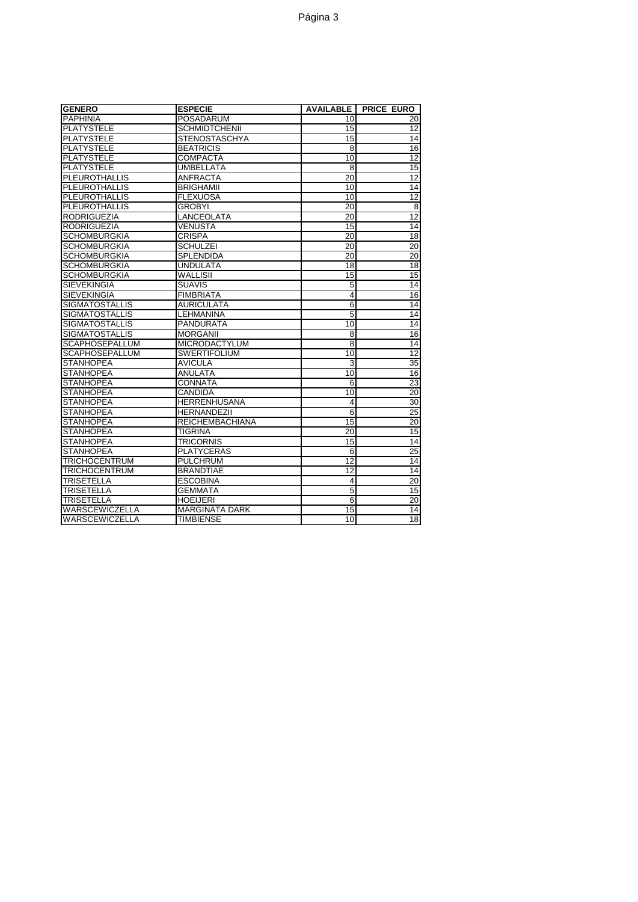| GENERO | ESPECIE | AVAILABLE | PRICE EURO |
|---|---|---|---|
| PAPHINIA | POSADARUM | 10 | 20 |
| PLATYSTELE | SCHMIDTCHENII | 15 | 12 |
| PLATYSTELE | STENOSTASCHYA | 15 | 14 |
| PLATYSTELE | BEATRICIS | 8 | 16 |
| PLATYSTELE | COMPACTA | 10 | 12 |
| PLATYSTELE | UMBELLATA | 8 | 15 |
| PLEUROTHALLIS | ANFRACTA | 20 | 12 |
| PLEUROTHALLIS | BRIGHAMII | 10 | 14 |
| PLEUROTHALLIS | FLEXUOSA | 10 | 12 |
| PLEUROTHALLIS | GROBYI | 20 | 8 |
| RODRIGUEZIA | LANCEOLATA | 20 | 12 |
| RODRIGUEZIA | VENUSTA | 15 | 14 |
| SCHOMBURGKIA | CRISPA | 20 | 18 |
| SCHOMBURGKIA | SCHULZEI | 20 | 20 |
| SCHOMBURGKIA | SPLENDIDA | 20 | 20 |
| SCHOMBURGKIA | UNDULATA | 18 | 18 |
| SCHOMBURGKIA | WALLISII | 15 | 15 |
| SIEVEKINGIA | SUAVIS | 5 | 14 |
| SIEVEKINGIA | FIMBRIATA | 4 | 16 |
| SIGMATOSTALLIS | AURICULATA | 6 | 14 |
| SIGMATOSTALLIS | LEHMANINA | 5 | 14 |
| SIGMATOSTALLIS | PANDURATA | 10 | 14 |
| SIGMATOSTALLIS | MORGANII | 8 | 16 |
| SCAPHOSEPALLUM | MICRODACTYLUM | 8 | 14 |
| SCAPHOSEPALLUM | SWERTIFOLIUM | 10 | 12 |
| STANHOPEA | AVICULA | 3 | 35 |
| STANHOPEA | ANULATA | 10 | 16 |
| STANHOPEA | CONNATA | 6 | 23 |
| STANHOPEA | CANDIDA | 10 | 20 |
| STANHOPEA | HERRENHUSANA | 4 | 30 |
| STANHOPEA | HERNANDEZII | 6 | 25 |
| STANHOPEA | REICHEMBACHIANA | 15 | 20 |
| STANHOPEA | TIGRINA | 20 | 15 |
| STANHOPEA | TRICORNIS | 15 | 14 |
| STANHOPEA | PLATYCERAS | 6 | 25 |
| TRICHOCENTRUM | PULCHRUM | 12 | 14 |
| TRICHOCENTRUM | BRANDTIAE | 12 | 14 |
| TRISETELLA | ESCOBINA | 4 | 20 |
| TRISETELLA | GEMMATA | 5 | 15 |
| TRISETELLA | HOEIJERI | 6 | 20 |
| WARSCEWICZELLA | MARGINATA DARK | 15 | 14 |
| WARSCEWICZELLA | TIMBIENSE | 10 | 18 |